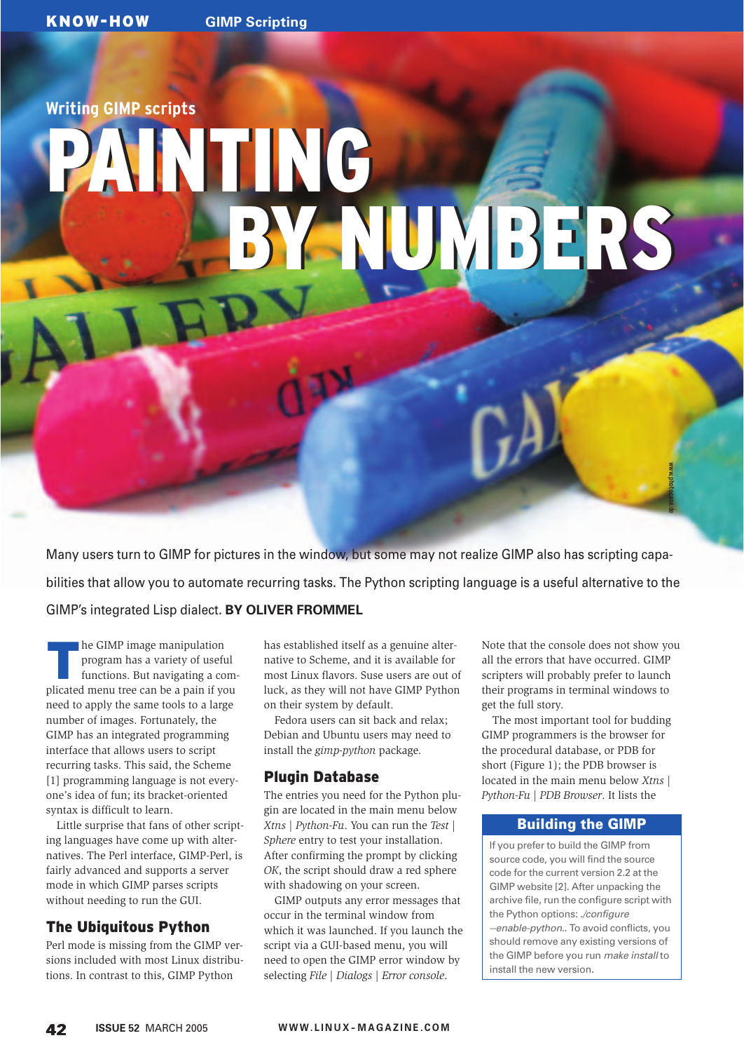Writing GIMP scripts

# PAINTING BY NUMBERS

Many users turn to GIMP for pictures in the window, but some may not realize GIMP also has scripting capabilities that allow you to automate recurring tasks. The Python scripting language is a useful alternative to the GIMP's integrated Lisp dialect. **BY OLIVER FROMMEL**

The GIMP image manipulation program has a variety of useful functions. But navigating a complicated menu tree can be a pain if you need to apply the same tools to a large number of images. Fortunately, the GIMP has an integrated programming interface that allows users to script recurring tasks. This said, the Scheme [1] programming language is not everyone's idea of fun; its bracket-oriented syntax is difficult to learn.

Little surprise that fans of other scripting languages have come up with alternatives. The Perl interface, GIMP-Perl, is fairly advanced and supports a server mode in which GIMP parses scripts without needing to run the GUI.

## The Ubiquitous Python

Perl mode is missing from the GIMP versions included with most Linux distributions. In contrast to this, GIMP Python has established itself as a genuine alternative to Scheme, and it is available for most Linux flavors. Suse users are out of luck, as they will not have GIMP Python on their system by default.

Fedora users can sit back and relax; Debian and Ubuntu users may need to install the *gimp-python* package.

## Plugin Database

The entries you need for the Python plugin are located in the main menu below *Xtns | Python-Fu*. You can run the *Test | Sphere* entry to test your installation. After confirming the prompt by clicking *OK*, the script should draw a red sphere with shadowing on your screen.

GIMP outputs any error messages that occur in the terminal window from which it was launched. If you launch the script via a GUI-based menu, you will need to open the GIMP error window by selecting *File | Dialogs | Error console*. Note that the console does not show you all the errors that have occurred. GIMP scripters will probably prefer to launch their programs in terminal windows to get the full story.

The most important tool for budding GIMP programmers is the browser for the procedural database, or PDB for short (Figure 1); the PDB browser is located in the main menu below *Xtns | Python-Fu | PDB Browser*. It lists the

### Building the GIMP

If you prefer to build the GIMP from source code, you will find the source code for the current version 2.2 at the GIMP website [2]. After unpacking the archive file, run the configure script with the Python options: *./configure --enable-python*. To avoid conflicts, you should remove any existing versions of the GIMP before you run *make install* to install the new version.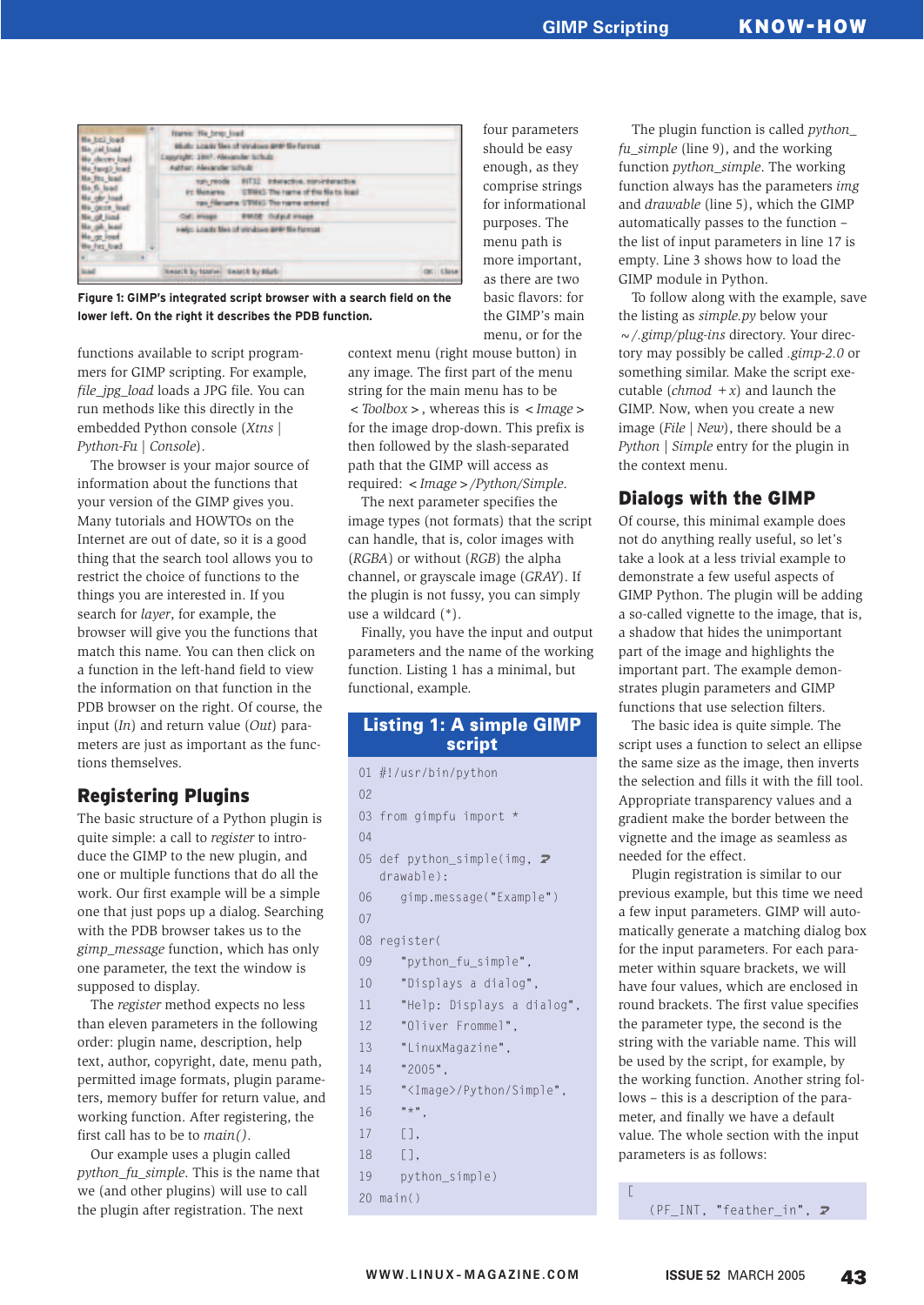Figure 1: GIMP's integrated script browser with a search field on the lower left. On the right it describes the PDB function.

four parameters should be easy enough, as they comprise strings for informational purposes. The menu path is more important, as there are two basic flavors: for the GIMP's main menu, or for the context menu (right mouse button) in any image. The first part of the menu string for the main menu has to be *<Toolbox>*, whereas this is *<Image>* for the image drop-down. This prefix is then followed by the slash-separated path that the GIMP will access as required: *<Image>/Python/Simple*.

functions available to script programmers for GIMP scripting. For example, *file_jpg_load* loads a JPG file. You can run methods like this directly in the embedded Python console (*Xtns | Python-Fu | Console*).

The browser is your major source of information about the functions that your version of the GIMP gives you. Many tutorials and HOWTOs on the Internet are out of date, so it is a good thing that the search tool allows you to restrict the choice of functions to the things you are interested in. If you search for *layer*, for example, the browser will give you the functions that match this name. You can then click on a function in the left-hand field to view the information on that function in the PDB browser on the right. Of course, the input (*In*) and return value (*Out*) parameters are just as important as the functions themselves.

## Registering Plugins

The basic structure of a Python plugin is quite simple: a call to *register* to introduce the GIMP to the new plugin, and one or multiple functions that do all the work. Our first example will be a simple one that just pops up a dialog. Searching with the PDB browser takes us to the *gimp_message* function, which has only one parameter, the text the window is supposed to display.

The *register* method expects no less than eleven parameters in the following order: plugin name, description, help text, author, copyright, date, menu path, permitted image formats, plugin parameters, memory buffer for return value, and working function. After registering, the first call has to be to *main()*.

Our example uses a plugin called *python_fu_simple*. This is the name that we (and other plugins) will use to call the plugin after registration. The next

The next parameter specifies the image types (not formats) that the script can handle, that is, color images with (*RGBA*) or without (*RGB*) the alpha channel, or grayscale image (*GRAY*). If the plugin is not fussy, you can simply use a wildcard (*).

Finally, you have the input and output parameters and the name of the working function. Listing 1 has a minimal, but functional, example.

### Listing 1: A simple GIMP script

```
01 #!/usr/bin/python
02
03 from gimpfu import *
04
05 def python_simple(img,
   drawable):
06     gimp.message("Example")
07
08 register(
09     "python_fu_simple",
10     "Displays a dialog",
11     "Help: Displays a dialog",
12     "Oliver Frommel",
13     "LinuxMagazine",
14     "2005",
15     "<Image>/Python/Simple",
16     "*",
17     [],
18     [],
19     python_simple)
20 main()
```

The plugin function is called *python_fu_simple* (line 9), and the working function *python_simple*. The working function always has the parameters *img* and *drawable* (line 5), which the GIMP automatically passes to the function – the list of input parameters in line 17 is empty. Line 3 shows how to load the GIMP module in Python.

To follow along with the example, save the listing as *simple.py* below your *~/.gimp/plug-ins* directory. Your directory may possibly be called *.gimp-2.0* or something similar. Make the script executable (*chmod +x*) and launch the GIMP. Now, when you create a new image (*File | New*), there should be a *Python | Simple* entry for the plugin in the context menu.

## Dialogs with the GIMP

Of course, this minimal example does not do anything really useful, so let's take a look at a less trivial example to demonstrate a few useful aspects of GIMP Python. The plugin will be adding a so-called vignette to the image, that is, a shadow that hides the unimportant part of the image and highlights the important part. The example demonstrates plugin parameters and GIMP functions that use selection filters.

The basic idea is quite simple. The script uses a function to select an ellipse the same size as the image, then inverts the selection and fills it with the fill tool. Appropriate transparency values and a gradient make the border between the vignette and the image as seamless as needed for the effect.

Plugin registration is similar to our previous example, but this time we need a few input parameters. GIMP will automatically generate a matching dialog box for the input parameters. For each parameter within square brackets, we will have four values, which are enclosed in round brackets. The first value specifies the parameter type, the second is the string with the variable name. This will be used by the script, for example, by the working function. Another string follows – this is a description of the parameter, and finally we have a default value. The whole section with the input parameters is as follows:

```
[
    (PF_INT, "feather_in",
```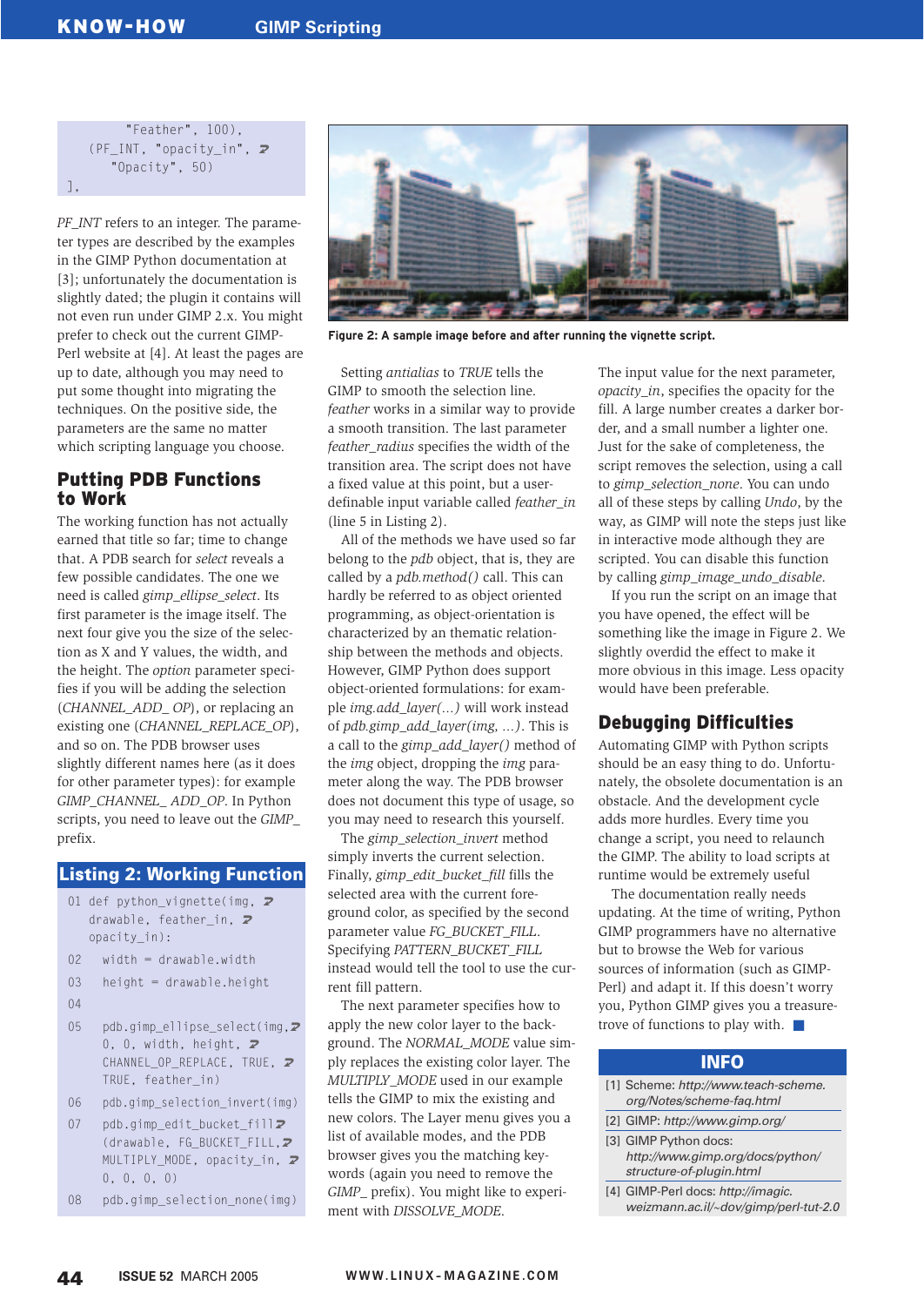```
        "Feather", 100),
    (PF_INT, "opacity_in",
        "Opacity", 50)
],
```

*PF_INT* refers to an integer. The parameter types are described by the examples in the GIMP Python documentation at [3]; unfortunately the documentation is slightly dated; the plugin it contains will not even run under GIMP 2.x. You might prefer to check out the current GIMP-Perl website at [4]. At least the pages are up to date, although you may need to put some thought into migrating the techniques. On the positive side, the parameters are the same no matter which scripting language you choose.

## Putting PDB Functions to Work

The working function has not actually earned that title so far; time to change that. A PDB search for *select* reveals a few possible candidates. The one we need is called *gimp_ellipse_select*. Its first parameter is the image itself. The next four give you the size of the selection as X and Y values, the width, and the height. The *option* parameter specifies if you will be adding the selection (*CHANNEL_ADD_ OP*), or replacing an existing one (*CHANNEL_REPLACE_OP*), and so on. The PDB browser uses slightly different names here (as it does for other parameter types): for example *GIMP_CHANNEL_ ADD_OP*. In Python scripts, you need to leave out the *GIMP_* prefix.

### Listing 2: Working Function

```
01  def python_vignette(img,
      drawable, feather_in,
      opacity_in):
02    width = drawable.width
03    height = drawable.height
04
05    pdb.gimp_ellipse_select(img,
        0, 0, width, height,
        CHANNEL_OP_REPLACE, TRUE,
        TRUE, feather_in)
06    pdb.gimp_selection_invert(img)
07    pdb.gimp_edit_bucket_fill
        (drawable, FG_BUCKET_FILL,
        MULTIPLY_MODE, opacity_in,
        0, 0, 0, 0)
08    pdb.gimp_selection_none(img)
```

Figure 2: A sample image before and after running the vignette script.

Setting *antialias* to *TRUE* tells the GIMP to smooth the selection line. *feather* works in a similar way to provide a smooth transition. The last parameter *feather_radius* specifies the width of the transition area. The script does not have a fixed value at this point, but a user-definable input variable called *feather_in* (line 5 in Listing 2).

All of the methods we have used so far belong to the *pdb* object, that is, they are called by a *pdb.method()* call. This can hardly be referred to as object oriented programming, as object-orientation is characterized by an thematic relationship between the methods and objects. However, GIMP Python does support object-oriented formulations: for example *img.add_layer(...)* will work instead of *pdb.gimp_add_layer(img, ...)*. This is a call to the *gimp_add_layer()* method of the *img* object, dropping the *img* parameter along the way. The PDB browser does not document this type of usage, so you may need to research this yourself.

The *gimp_selection_invert* method simply inverts the current selection. Finally, *gimp_edit_bucket_fill* fills the selected area with the current foreground color, as specified by the second parameter value *FG_BUCKET_FILL*. Specifying *PATTERN_BUCKET_FILL* instead would tell the tool to use the current fill pattern.

The next parameter specifies how to apply the new color layer to the background. The *NORMAL_MODE* value simply replaces the existing color layer. The *MULTIPLY_MODE* used in our example tells the GIMP to mix the existing and new colors. The Layer menu gives you a list of available modes, and the PDB browser gives you the matching keywords (again you need to remove the *GIMP_* prefix). You might like to experiment with *DISSOLVE_MODE*.

The input value for the next parameter, *opacity_in*, specifies the opacity for the fill. A large number creates a darker border, and a small number a lighter one. Just for the sake of completeness, the script removes the selection, using a call to *gimp_selection_none*. You can undo all of these steps by calling *Undo*, by the way, as GIMP will note the steps just like in interactive mode although they are scripted. You can disable this function by calling *gimp_image_undo_disable*.

If you run the script on an image that you have opened, the effect will be something like the image in Figure 2. We slightly overdid the effect to make it more obvious in this image. Less opacity would have been preferable.

## Debugging Difficulties

Automating GIMP with Python scripts should be an easy thing to do. Unfortunately, the obsolete documentation is an obstacle. And the development cycle adds more hurdles. Every time you change a script, you need to relaunch the GIMP. The ability to load scripts at runtime would be extremely useful

The documentation really needs updating. At the time of writing, Python GIMP programmers have no alternative but to browse the Web for various sources of information (such as GIMP-Perl) and adapt it. If this doesn't worry you, Python GIMP gives you a treasure-trove of functions to play with. ■

### INFO

[1] Scheme: *http://www.teach-scheme.org/Notes/scheme-faq.html*

[2] GIMP: *http://www.gimp.org/*

[3] GIMP Python docs: *http://www.gimp.org/docs/python/structure-of-plugin.html*

[4] GIMP-Perl docs: *http://imagic.weizmann.ac.il/~dov/gimp/perl-tut-2.0*